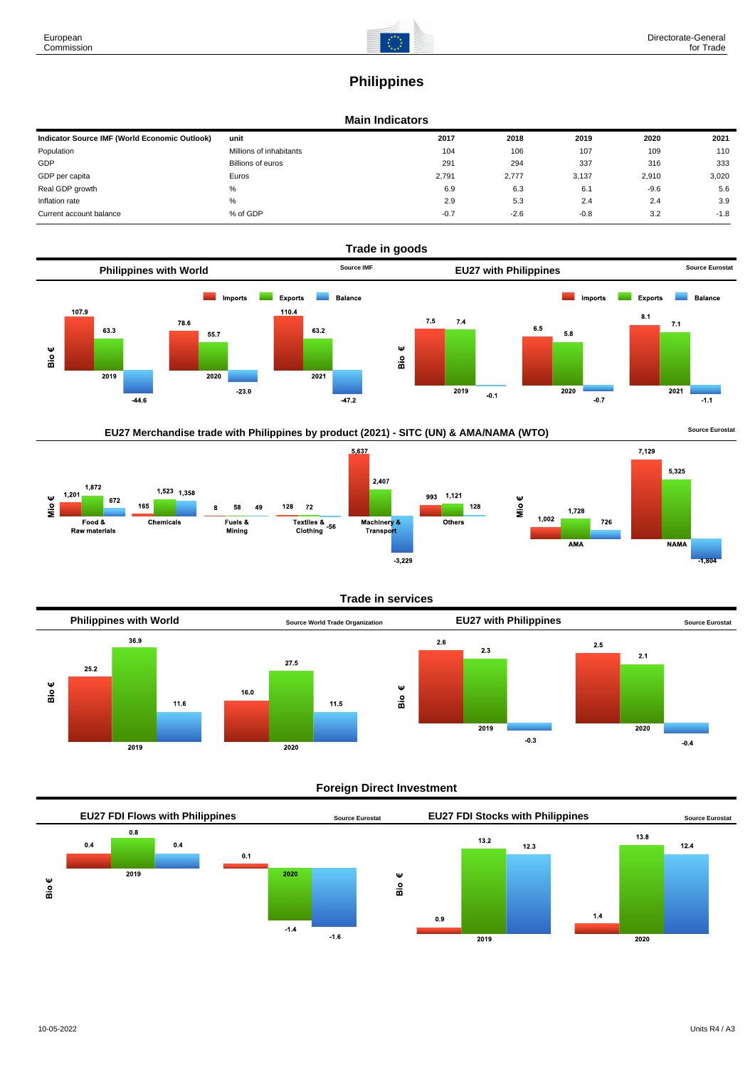# Philippines

## Main Indicators

| Indicator Source IMF (World Economic Outlook) | unit | 2017 | 2018 | 2019 | 2020 | 2021 |
|---|---|---|---|---|---|---|
| Population | Millions of inhabitants | 104 | 106 | 107 | 109 | 110 |
| GDP | Billions of euros | 291 | 294 | 337 | 316 | 333 |
| GDP per capita | Euros | 2,791 | 2,777 | 3,137 | 2,910 | 3,020 |
| Real GDP growth | % | 6.9 | 6.3 | 6.1 | -9.6 | 5.6 |
| Inflation rate | % | 2.9 | 5.3 | 2.4 | 2.4 | 3.9 |
| Current account balance | % of GDP | -0.7 | -2.6 | -0.8 | 3.2 | -1.8 |

## Trade in goods

### Philippines with World

Source IMF

Bio €

| | Imports | Exports | Balance |
|---|---|---|---|
| 2019 | 107.9 | 63.3 | -44.6 |
| 2020 | 78.6 | 55.7 | -23.0 |
| 2021 | 110.4 | 63.2 | -47.2 |

### EU27 with Philippines

Source Eurostat

Bio €

| | Imports | Exports | Balance |
|---|---|---|---|
| 2019 | 7.5 | 7.4 | -0.1 |
| 2020 | 6.5 | 5.8 | -0.7 |
| 2021 | 8.1 | 7.1 | -1.1 |

### EU27 Merchandise trade with Philippines by product (2021) - SITC (UN) & AMA/NAMA (WTO)

Source Eurostat

Mio €

| | Imports | Exports | Balance |
|---|---|---|---|
| Food & Raw materials | 1,201 | 1,872 | 672 |
| Chemicals | 165 | 1,523 | 1,358 |
| Fuels & Mining | 8 | 58 | 49 |
| Textiles & Clothing | 128 | 72 | -56 |
| Machinery & Transport | 5,637 | 2,407 | -3,229 |
| Others | 993 | 1,121 | 128 |

Mio €

| | Imports | Exports | Balance |
|---|---|---|---|
| AMA | 1,002 | 1,728 | 726 |
| NAMA | 7,129 | 5,325 | -1,804 |

## Trade in services

### Philippines with World

Source World Trade Organization

Bio €

| | Imports | Exports | Balance |
|---|---|---|---|
| 2019 | 25.2 | 36.9 | 11.6 |
| 2020 | 16.0 | 27.5 | 11.5 |

### EU27 with Philippines

Source Eurostat

Bio €

| | Imports | Exports | Balance |
|---|---|---|---|
| 2019 | 2.6 | 2.3 | -0.3 |
| 2020 | 2.5 | 2.1 | -0.4 |

## Foreign Direct Investment

### EU27 FDI Flows with Philippines

Source Eurostat

Bio €

| | Inward | Outward | Balance |
|---|---|---|---|
| 2019 | 0.4 | 0.8 | 0.4 |
| 2020 | 0.1 | -1.4 | -1.6 |

### EU27 FDI Stocks with Philippines

Source Eurostat

Bio €

| | Inward | Outward | Balance |
|---|---|---|---|
| 2019 | 0.9 | 13.2 | 12.3 |
| 2020 | 1.4 | 13.8 | 12.4 |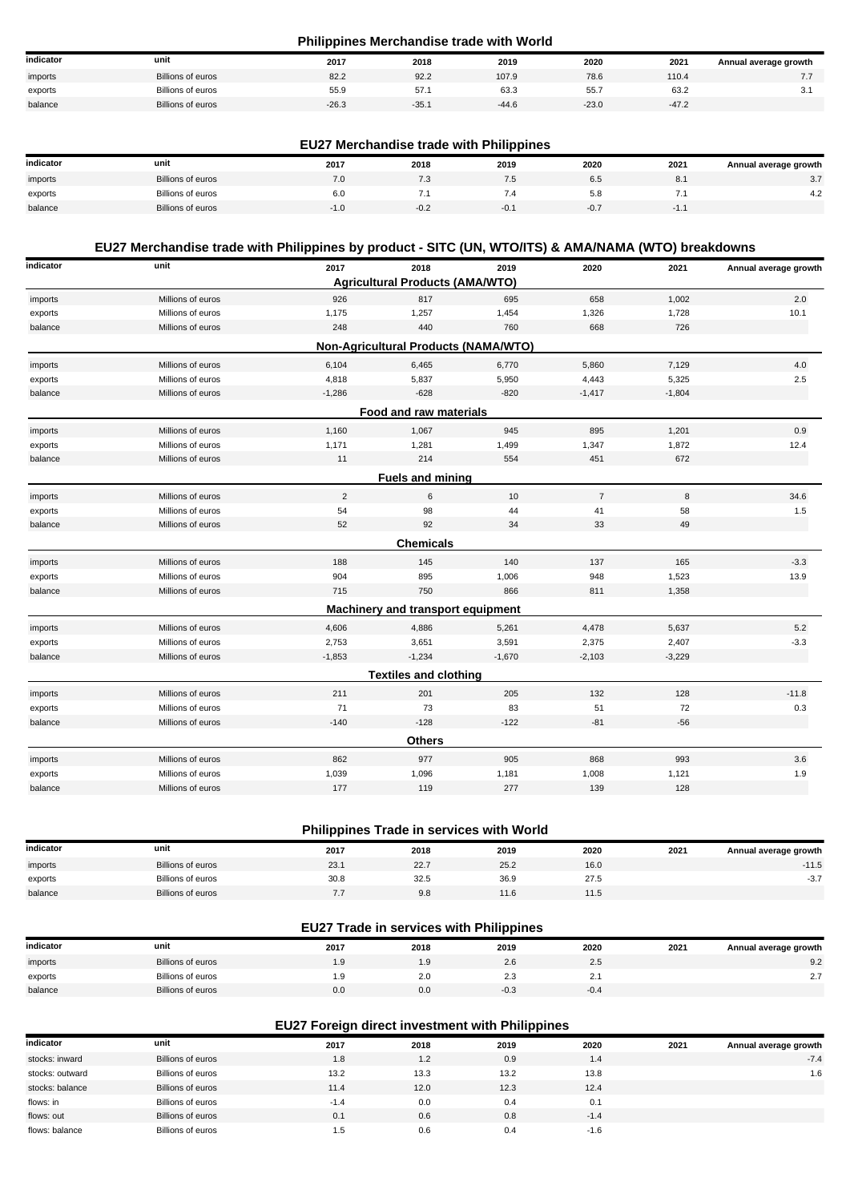## Philippines Merchandise trade with World

| indicator | unit | 2017 | 2018 | 2019 | 2020 | 2021 | Annual average growth |
|---|---|---|---|---|---|---|---|
| imports | Billions of euros | 82.2 | 92.2 | 107.9 | 78.6 | 110.4 | 7.7 |
| exports | Billions of euros | 55.9 | 57.1 | 63.3 | 55.7 | 63.2 | 3.1 |
| balance | Billions of euros | -26.3 | -35.1 | -44.6 | -23.0 | -47.2 | |

## EU27 Merchandise trade with Philippines

| indicator | unit | 2017 | 2018 | 2019 | 2020 | 2021 | Annual average growth |
|---|---|---|---|---|---|---|---|
| imports | Billions of euros | 7.0 | 7.3 | 7.5 | 6.5 | 8.1 | 3.7 |
| exports | Billions of euros | 6.0 | 7.1 | 7.4 | 5.8 | 7.1 | 4.2 |
| balance | Billions of euros | -1.0 | -0.2 | -0.1 | -0.7 | -1.1 | |

## EU27 Merchandise trade with Philippines by product - SITC (UN, WTO/ITS) & AMA/NAMA (WTO) breakdowns

| indicator | unit | 2017 | 2018 | 2019 | 2020 | 2021 | Annual average growth |
|---|---|---|---|---|---|---|---|
| | | | **Agricultural Products (AMA/WTO)** | | | | |
| imports | Millions of euros | 926 | 817 | 695 | 658 | 1,002 | 2.0 |
| exports | Millions of euros | 1,175 | 1,257 | 1,454 | 1,326 | 1,728 | 10.1 |
| balance | Millions of euros | 248 | 440 | 760 | 668 | 726 | |
| | | | **Non-Agricultural Products (NAMA/WTO)** | | | | |
| imports | Millions of euros | 6,104 | 6,465 | 6,770 | 5,860 | 7,129 | 4.0 |
| exports | Millions of euros | 4,818 | 5,837 | 5,950 | 4,443 | 5,325 | 2.5 |
| balance | Millions of euros | -1,286 | -628 | -820 | -1,417 | -1,804 | |
| | | | **Food and raw materials** | | | | |
| imports | Millions of euros | 1,160 | 1,067 | 945 | 895 | 1,201 | 0.9 |
| exports | Millions of euros | 1,171 | 1,281 | 1,499 | 1,347 | 1,872 | 12.4 |
| balance | Millions of euros | 11 | 214 | 554 | 451 | 672 | |
| | | | **Fuels and mining** | | | | |
| imports | Millions of euros | 2 | 6 | 10 | 7 | 8 | 34.6 |
| exports | Millions of euros | 54 | 98 | 44 | 41 | 58 | 1.5 |
| balance | Millions of euros | 52 | 92 | 34 | 33 | 49 | |
| | | | **Chemicals** | | | | |
| imports | Millions of euros | 188 | 145 | 140 | 137 | 165 | -3.3 |
| exports | Millions of euros | 904 | 895 | 1,006 | 948 | 1,523 | 13.9 |
| balance | Millions of euros | 715 | 750 | 866 | 811 | 1,358 | |
| | | | **Machinery and transport equipment** | | | | |
| imports | Millions of euros | 4,606 | 4,886 | 5,261 | 4,478 | 5,637 | 5.2 |
| exports | Millions of euros | 2,753 | 3,651 | 3,591 | 2,375 | 2,407 | -3.3 |
| balance | Millions of euros | -1,853 | -1,234 | -1,670 | -2,103 | -3,229 | |
| | | | **Textiles and clothing** | | | | |
| imports | Millions of euros | 211 | 201 | 205 | 132 | 128 | -11.8 |
| exports | Millions of euros | 71 | 73 | 83 | 51 | 72 | 0.3 |
| balance | Millions of euros | -140 | -128 | -122 | -81 | -56 | |
| | | | **Others** | | | | |
| imports | Millions of euros | 862 | 977 | 905 | 868 | 993 | 3.6 |
| exports | Millions of euros | 1,039 | 1,096 | 1,181 | 1,008 | 1,121 | 1.9 |
| balance | Millions of euros | 177 | 119 | 277 | 139 | 128 | |

## Philippines Trade in services with World

| indicator | unit | 2017 | 2018 | 2019 | 2020 | 2021 | Annual average growth |
|---|---|---|---|---|---|---|---|
| imports | Billions of euros | 23.1 | 22.7 | 25.2 | 16.0 | | -11.5 |
| exports | Billions of euros | 30.8 | 32.5 | 36.9 | 27.5 | | -3.7 |
| balance | Billions of euros | 7.7 | 9.8 | 11.6 | 11.5 | | |

## EU27 Trade in services with Philippines

| indicator | unit | 2017 | 2018 | 2019 | 2020 | 2021 | Annual average growth |
|---|---|---|---|---|---|---|---|
| imports | Billions of euros | 1.9 | 1.9 | 2.6 | 2.5 | | 9.2 |
| exports | Billions of euros | 1.9 | 2.0 | 2.3 | 2.1 | | 2.7 |
| balance | Billions of euros | 0.0 | 0.0 | -0.3 | -0.4 | | |

## EU27 Foreign direct investment with Philippines

| indicator | unit | 2017 | 2018 | 2019 | 2020 | 2021 | Annual average growth |
|---|---|---|---|---|---|---|---|
| stocks: inward | Billions of euros | 1.8 | 1.2 | 0.9 | 1.4 | | -7.4 |
| stocks: outward | Billions of euros | 13.2 | 13.3 | 13.2 | 13.8 | | 1.6 |
| stocks: balance | Billions of euros | 11.4 | 12.0 | 12.3 | 12.4 | | |
| flows: in | Billions of euros | -1.4 | 0.0 | 0.4 | 0.1 | | |
| flows: out | Billions of euros | 0.1 | 0.6 | 0.8 | -1.4 | | |
| flows: balance | Billions of euros | 1.5 | 0.6 | 0.4 | -1.6 | | |